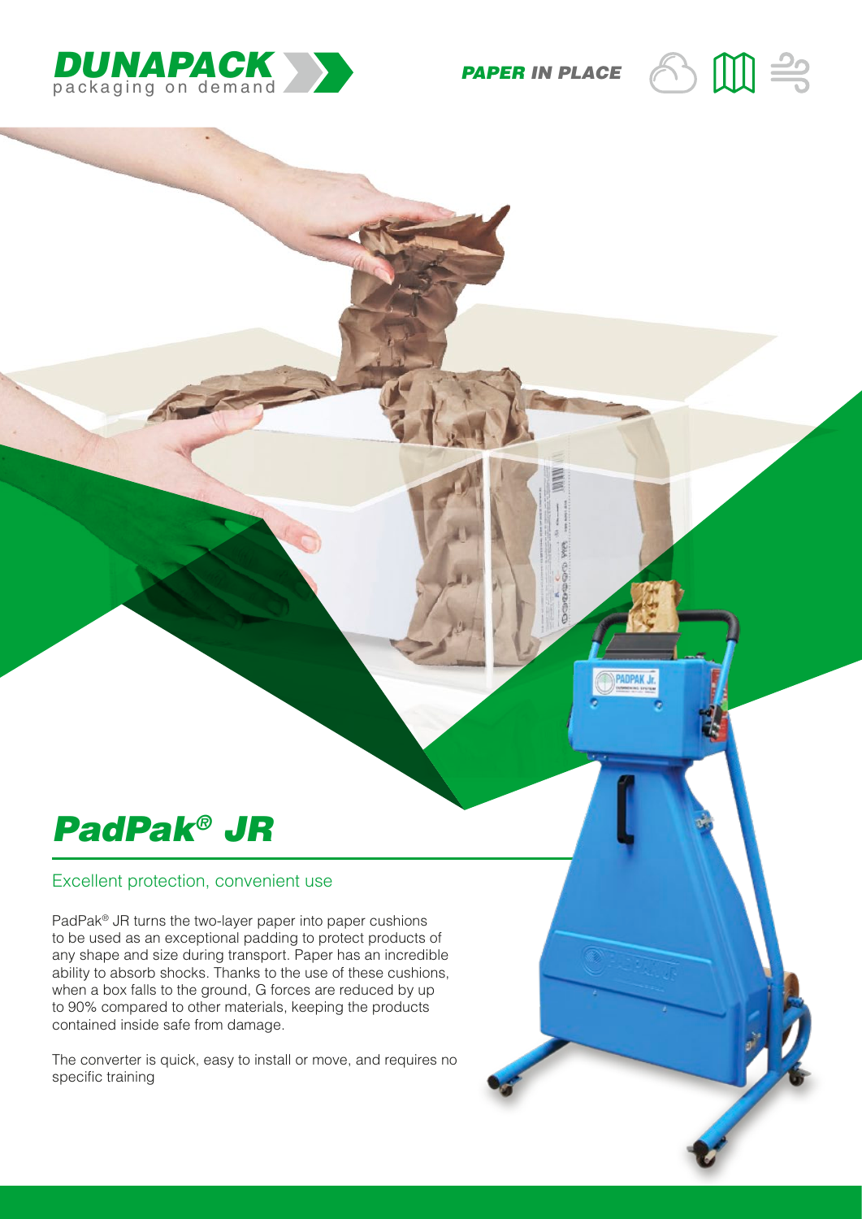DUNAPACK
packaging on demand

PAPER IN PLACE

# *PadPak® JR*

## Excellent protection, convenient use

PadPak® JR turns the two-layer paper into paper cushions to be used as an exceptional padding to protect products of any shape and size during transport. Paper has an incredible ability to absorb shocks. Thanks to the use of these cushions, when a box falls to the ground, G forces are reduced by up to 90% compared to other materials, keeping the products contained inside safe from damage.

The converter is quick, easy to install or move, and requires no specific training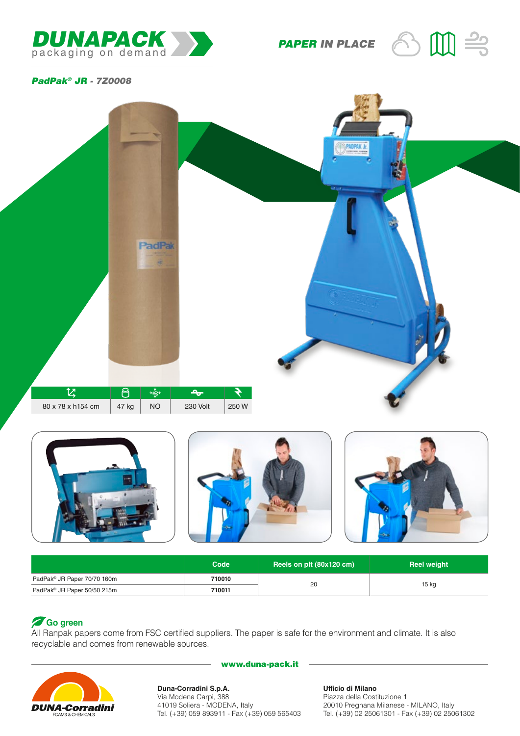**DUNAPACK**
packaging on demand

**PAPER IN PLACE**

***PadPak® JR - 7Z0008***

| | | | | |
|---|---|---|---|---|
| 80 x 78 x h154 cm | 47 kg | NO | 230 Volt | 250 W |

| | Code | Reels on plt (80x120 cm) | Reel weight |
|---|---|---|---|
| PadPak® JR Paper 70/70 160m | 710010 | 20 | 15 kg |
| PadPak® JR Paper 50/50 215m | 710011 | | |

## Go green

All Ranpak papers come from FSC certified suppliers. The paper is safe for the environment and climate. It is also recyclable and comes from renewable sources.

**www.duna-pack.it**

DUNA-Corradini
FOAMS & CHEMICALS

**Duna-Corradini S.p.A.**
Via Modena Carpi, 388
41019 Soliera - MODENA, Italy
Tel. (+39) 059 893911 - Fax (+39) 059 565403

**Ufficio di Milano**
Piazza della Costituzione 1
20010 Pregnana Milanese - MILANO, Italy
Tel. (+39) 02 25061301 - Fax (+39) 02 25061302